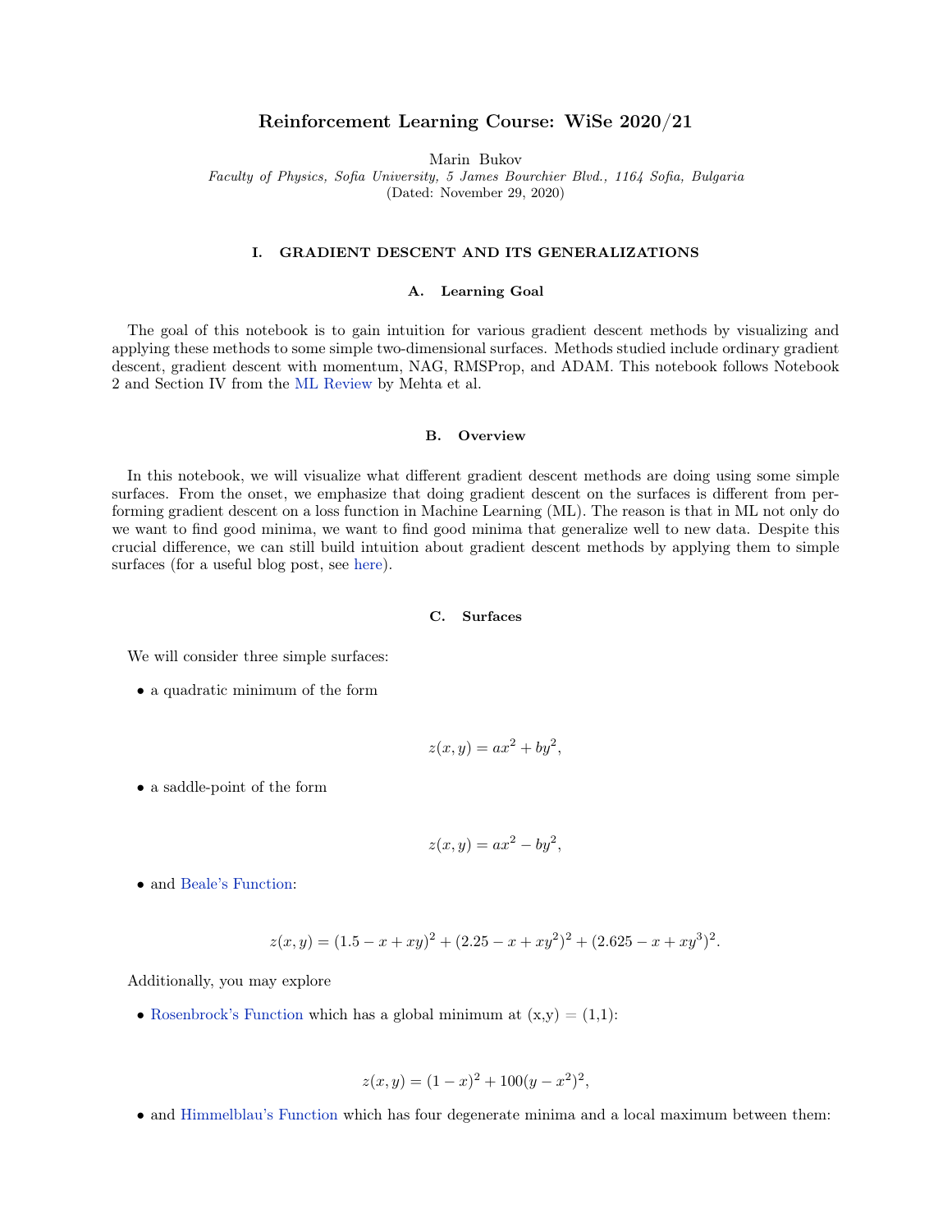# Reinforcement Learning Course: WiSe 2020/21

Marin Bukov

*Faculty of Physics, Sofia University, 5 James Bourchier Blvd., 1164 Sofia, Bulgaria*

(Dated: November 29, 2020)

## I. GRADIENT DESCENT AND ITS GENERALIZATIONS

### A. Learning Goal

The goal of this notebook is to gain intuition for various gradient descent methods by visualizing and applying these methods to some simple two-dimensional surfaces. Methods studied include ordinary gradient descent, gradient descent with momentum, NAG, RMSProp, and ADAM. This notebook follows Notebook 2 and Section IV from the ML Review by Mehta et al.

### B. Overview

In this notebook, we will visualize what different gradient descent methods are doing using some simple surfaces. From the onset, we emphasize that doing gradient descent on the surfaces is different from performing gradient descent on a loss function in Machine Learning (ML). The reason is that in ML not only do we want to find good minima, we want to find good minima that generalize well to new data. Despite this crucial difference, we can still build intuition about gradient descent methods by applying them to simple surfaces (for a useful blog post, see here).

### C. Surfaces

We will consider three simple surfaces:

- a quadratic minimum of the form

$$z(x, y) = ax^2 + by^2,$$

- a saddle-point of the form

$$z(x, y) = ax^2 - by^2,$$

- and Beale's Function:

$$z(x, y) = (1.5 - x + xy)^2 + (2.25 - x + xy^2)^2 + (2.625 - x + xy^3)^2.$$

Additionally, you may explore

- Rosenbrock's Function which has a global minimum at (x,y) = (1,1):

$$z(x, y) = (1 - x)^2 + 100(y - x^2)^2,$$

- and Himmelblau's Function which has four degenerate minima and a local maximum between them: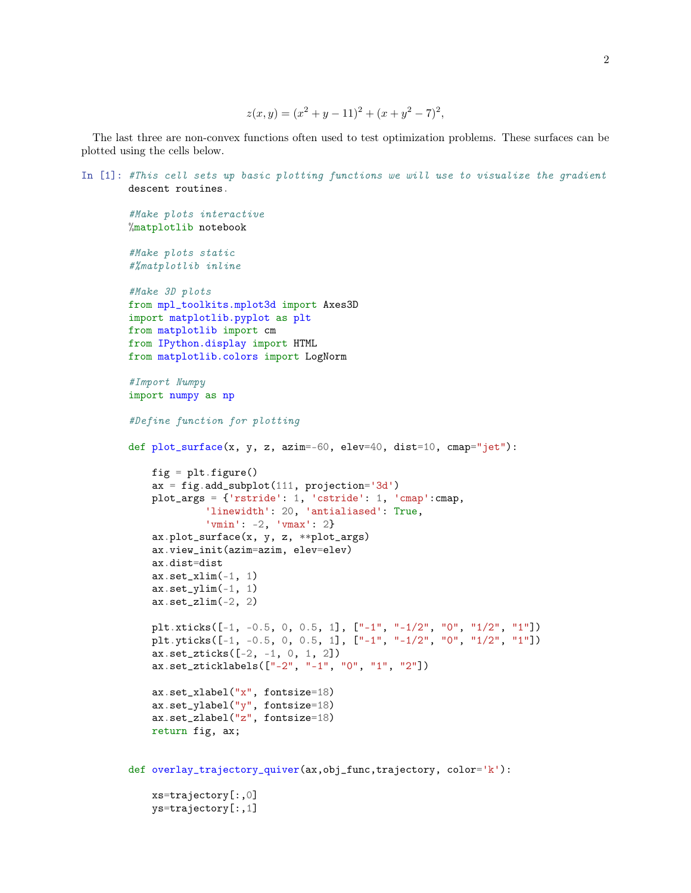$$z(x, y) = (x^2 + y - 11)^2 + (x + y^2 - 7)^2,$$

The last three are non-convex functions often used to test optimization problems. These surfaces can be plotted using the cells below.

In [1]:
```
#This cell sets up basic plotting functions we will use to visualize the gradient
descent routines.

#Make plots interactive
%matplotlib notebook

#Make plots static
#%matplotlib inline

#Make 3D plots
from mpl_toolkits.mplot3d import Axes3D
import matplotlib.pyplot as plt
from matplotlib import cm
from IPython.display import HTML
from matplotlib.colors import LogNorm

#Import Numpy
import numpy as np

#Define function for plotting

def plot_surface(x, y, z, azim=-60, elev=40, dist=10, cmap="jet"):

    fig = plt.figure()
    ax = fig.add_subplot(111, projection='3d')
    plot_args = {'rstride': 1, 'cstride': 1, 'cmap':cmap,
             'linewidth': 20, 'antialiased': True,
             'vmin': -2, 'vmax': 2}
    ax.plot_surface(x, y, z, **plot_args)
    ax.view_init(azim=azim, elev=elev)
    ax.dist=dist
    ax.set_xlim(-1, 1)
    ax.set_ylim(-1, 1)
    ax.set_zlim(-2, 2)

    plt.xticks([-1, -0.5, 0, 0.5, 1], ["-1", "-1/2", "0", "1/2", "1"])
    plt.yticks([-1, -0.5, 0, 0.5, 1], ["-1", "-1/2", "0", "1/2", "1"])
    ax.set_zticks([-2, -1, 0, 1, 2])
    ax.set_zticklabels(["-2", "-1", "0", "1", "2"])

    ax.set_xlabel("x", fontsize=18)
    ax.set_ylabel("y", fontsize=18)
    ax.set_zlabel("z", fontsize=18)
    return fig, ax;


def overlay_trajectory_quiver(ax,obj_func,trajectory, color='k'):

    xs=trajectory[:,0]
    ys=trajectory[:,1]
```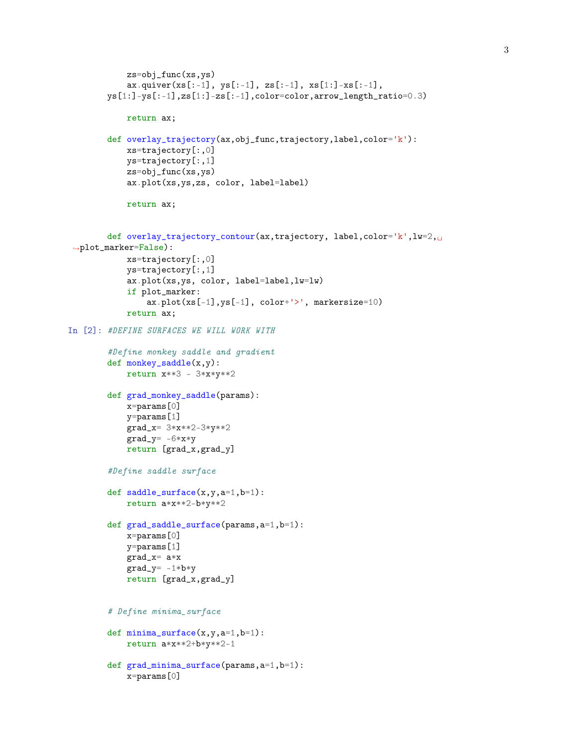```
    zs=obj_func(xs,ys)
    ax.quiver(xs[:-1], ys[:-1], zs[:-1], xs[1:]-xs[:-1],
ys[1:]-ys[:-1],zs[1:]-zs[:-1],color=color,arrow_length_ratio=0.3)

    return ax;

def overlay_trajectory(ax,obj_func,trajectory,label,color='k'):
    xs=trajectory[:,0]
    ys=trajectory[:,1]
    zs=obj_func(xs,ys)
    ax.plot(xs,ys,zs, color, label=label)

    return ax;


def overlay_trajectory_contour(ax,trajectory, label,color='k',lw=2,␣
↪plot_marker=False):
    xs=trajectory[:,0]
    ys=trajectory[:,1]
    ax.plot(xs,ys, color, label=label,lw=lw)
    if plot_marker:
        ax.plot(xs[-1],ys[-1], color+'>', markersize=10)
    return ax;
```

In [2]:
```
#DEFINE SURFACES WE WILL WORK WITH

#Define monkey saddle and gradient
def monkey_saddle(x,y):
    return x**3 - 3*x*y**2

def grad_monkey_saddle(params):
    x=params[0]
    y=params[1]
    grad_x= 3*x**2-3*y**2
    grad_y= -6*x*y
    return [grad_x,grad_y]

#Define saddle surface

def saddle_surface(x,y,a=1,b=1):
    return a*x**2-b*y**2

def grad_saddle_surface(params,a=1,b=1):
    x=params[0]
    y=params[1]
    grad_x= a*x
    grad_y= -1*b*y
    return [grad_x,grad_y]


# Define minima_surface

def minima_surface(x,y,a=1,b=1):
    return a*x**2+b*y**2-1

def grad_minima_surface(params,a=1,b=1):
    x=params[0]
```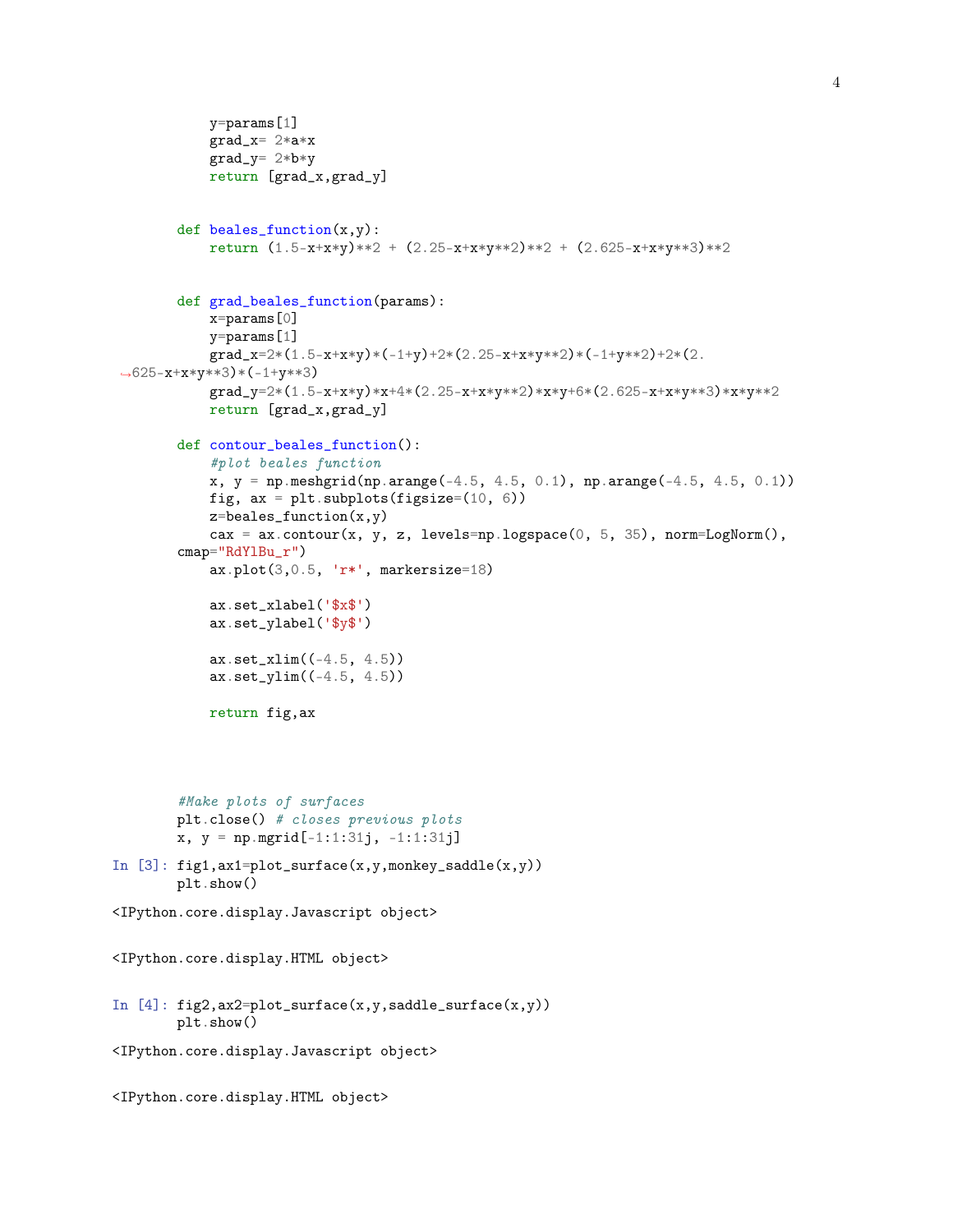```python
    y=params[1]
    grad_x= 2*a*x
    grad_y= 2*b*y
    return [grad_x,grad_y]


def beales_function(x,y):
    return (1.5-x+x*y)**2 + (2.25-x+x*y**2)**2 + (2.625-x+x*y**3)**2


def grad_beales_function(params):
    x=params[0]
    y=params[1]
    grad_x=2*(1.5-x+x*y)*(-1+y)+2*(2.25-x+x*y**2)*(-1+y**2)+2*(2.
↪625-x+x*y**3)*(-1+y**3)
    grad_y=2*(1.5-x+x*y)*x+4*(2.25-x+x*y**2)*x*y+6*(2.625-x+x*y**3)*x*y**2
    return [grad_x,grad_y]

def contour_beales_function():
    #plot beales function
    x, y = np.meshgrid(np.arange(-4.5, 4.5, 0.1), np.arange(-4.5, 4.5, 0.1))
    fig, ax = plt.subplots(figsize=(10, 6))
    z=beales_function(x,y)
    cax = ax.contour(x, y, z, levels=np.logspace(0, 5, 35), norm=LogNorm(),
cmap="RdYlBu_r")
    ax.plot(3,0.5, 'r*', markersize=18)

    ax.set_xlabel('$x$')
    ax.set_ylabel('$y$')

    ax.set_xlim((-4.5, 4.5))
    ax.set_ylim((-4.5, 4.5))

    return fig,ax




#Make plots of surfaces
plt.close() # closes previous plots
x, y = np.mgrid[-1:1:31j, -1:1:31j]
```

In [3]:
```python
fig1,ax1=plot_surface(x,y,monkey_saddle(x,y))
plt.show()
```

```
<IPython.core.display.Javascript object>


<IPython.core.display.HTML object>
```

In [4]:
```python
fig2,ax2=plot_surface(x,y,saddle_surface(x,y))
plt.show()
```

```
<IPython.core.display.Javascript object>


<IPython.core.display.HTML object>
```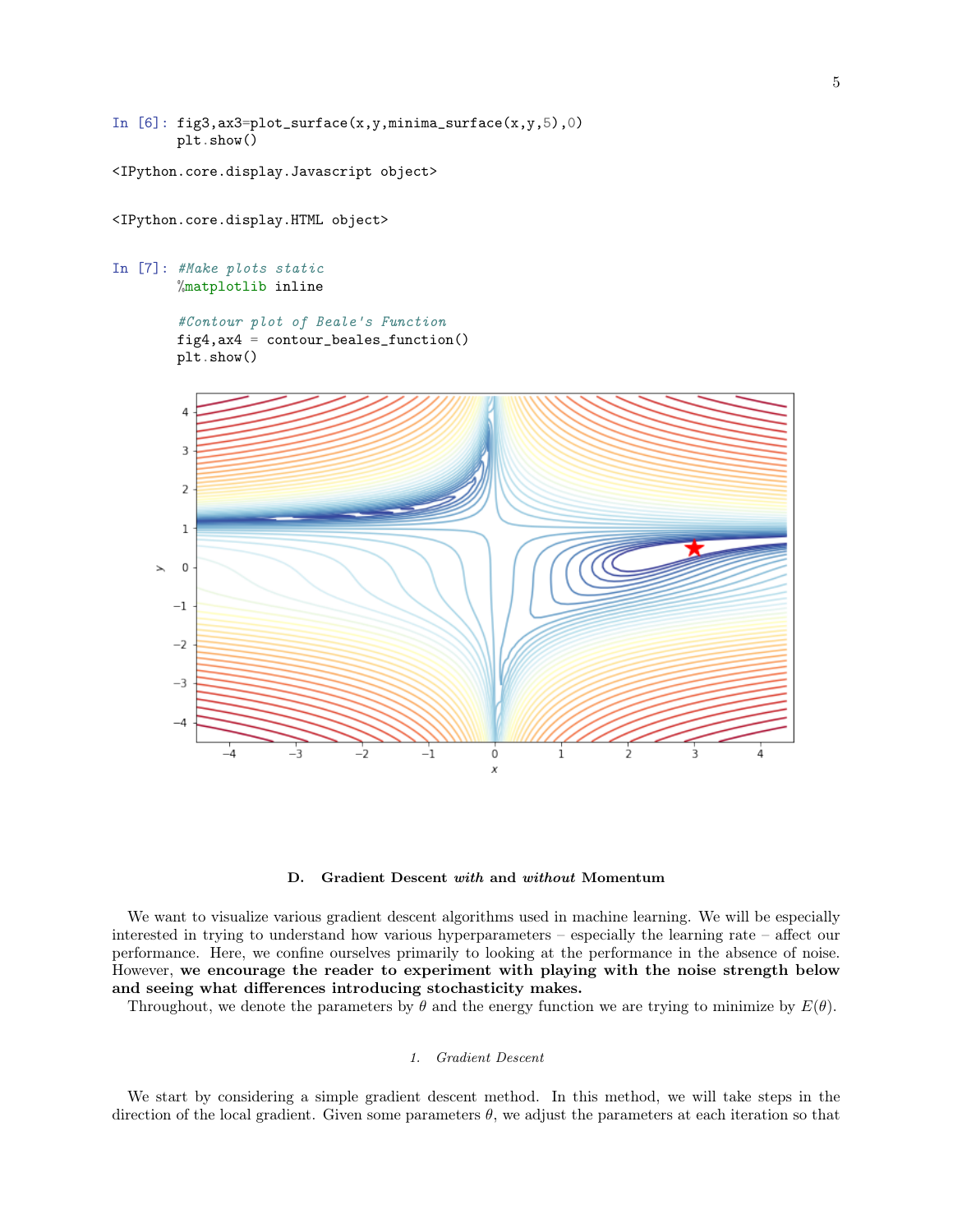```
In [6]: fig3,ax3=plot_surface(x,y,minima_surface(x,y,5),0)
        plt.show()
```

```
<IPython.core.display.Javascript object>
```

```
<IPython.core.display.HTML object>
```

```
In [7]: #Make plots static
        %matplotlib inline

        #Contour plot of Beale's Function
        fig4,ax4 = contour_beales_function()
        plt.show()
```

### D. Gradient Descent *with* and *without* Momentum

We want to visualize various gradient descent algorithms used in machine learning. We will be especially interested in trying to understand how various hyperparameters – especially the learning rate – affect our performance. Here, we confine ourselves primarily to looking at the performance in the absence of noise. However, **we encourage the reader to experiment with playing with the noise strength below and seeing what differences introducing stochasticity makes.**

Throughout, we denote the parameters by $\theta$ and the energy function we are trying to minimize by $E(\theta)$.

#### 1. *Gradient Descent*

We start by considering a simple gradient descent method. In this method, we will take steps in the direction of the local gradient. Given some parameters $\theta$, we adjust the parameters at each iteration so that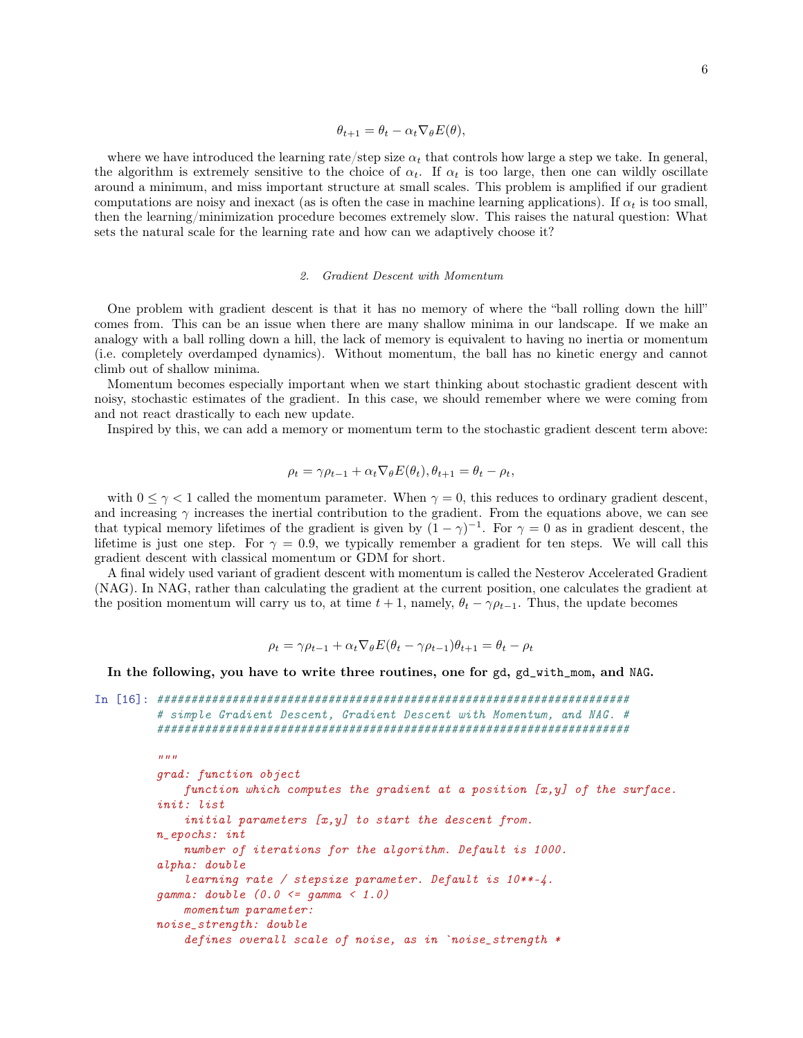$$\theta_{t+1} = \theta_t - \alpha_t \nabla_\theta E(\theta),$$

where we have introduced the learning rate/step size $\alpha_t$ that controls how large a step we take. In general, the algorithm is extremely sensitive to the choice of $\alpha_t$. If $\alpha_t$ is too large, then one can wildly oscillate around a minimum, and miss important structure at small scales. This problem is amplified if our gradient computations are noisy and inexact (as is often the case in machine learning applications). If $\alpha_t$ is too small, then the learning/minimization procedure becomes extremely slow. This raises the natural question: What sets the natural scale for the learning rate and how can we adaptively choose it?

### 2. *Gradient Descent with Momentum*

One problem with gradient descent is that it has no memory of where the "ball rolling down the hill" comes from. This can be an issue when there are many shallow minima in our landscape. If we make an analogy with a ball rolling down a hill, the lack of memory is equivalent to having no inertia or momentum (i.e. completely overdamped dynamics). Without momentum, the ball has no kinetic energy and cannot climb out of shallow minima.

Momentum becomes especially important when we start thinking about stochastic gradient descent with noisy, stochastic estimates of the gradient. In this case, we should remember where we were coming from and not react drastically to each new update.

Inspired by this, we can add a memory or momentum term to the stochastic gradient descent term above:

$$\rho_t = \gamma \rho_{t-1} + \alpha_t \nabla_\theta E(\theta_t), \theta_{t+1} = \theta_t - \rho_t,$$

with $0 \leq \gamma < 1$ called the momentum parameter. When $\gamma = 0$, this reduces to ordinary gradient descent, and increasing $\gamma$ increases the inertial contribution to the gradient. From the equations above, we can see that typical memory lifetimes of the gradient is given by $(1-\gamma)^{-1}$. For $\gamma = 0$ as in gradient descent, the lifetime is just one step. For $\gamma = 0.9$, we typically remember a gradient for ten steps. We will call this gradient descent with classical momentum or GDM for short.

A final widely used variant of gradient descent with momentum is called the Nesterov Accelerated Gradient (NAG). In NAG, rather than calculating the gradient at the current position, one calculates the gradient at the position momentum will carry us to, at time $t+1$, namely, $\theta_t - \gamma \rho_{t-1}$. Thus, the update becomes

$$\rho_t = \gamma \rho_{t-1} + \alpha_t \nabla_\theta E(\theta_t - \gamma \rho_{t-1}) \theta_{t+1} = \theta_t - \rho_t$$

**In the following, you have to write three routines, one for `gd`, `gd_with_mom`, and `NAG`.**

In [16]:
```
######################################################################
# simple Gradient Descent, Gradient Descent with Momentum, and NAG. #
######################################################################

"""
grad: function object
    function which computes the gradient at a position [x,y] of the surface.
init: list
    initial parameters [x,y] to start the descent from.
n_epochs: int
    number of iterations for the algorithm. Default is 1000.
alpha: double
    learning rate / stepsize parameter. Default is 10**-4.
gamma: double (0.0 <= gamma < 1.0)
    momentum parameter:
noise_strength: double
    defines overall scale of noise, as in `noise_strength *
```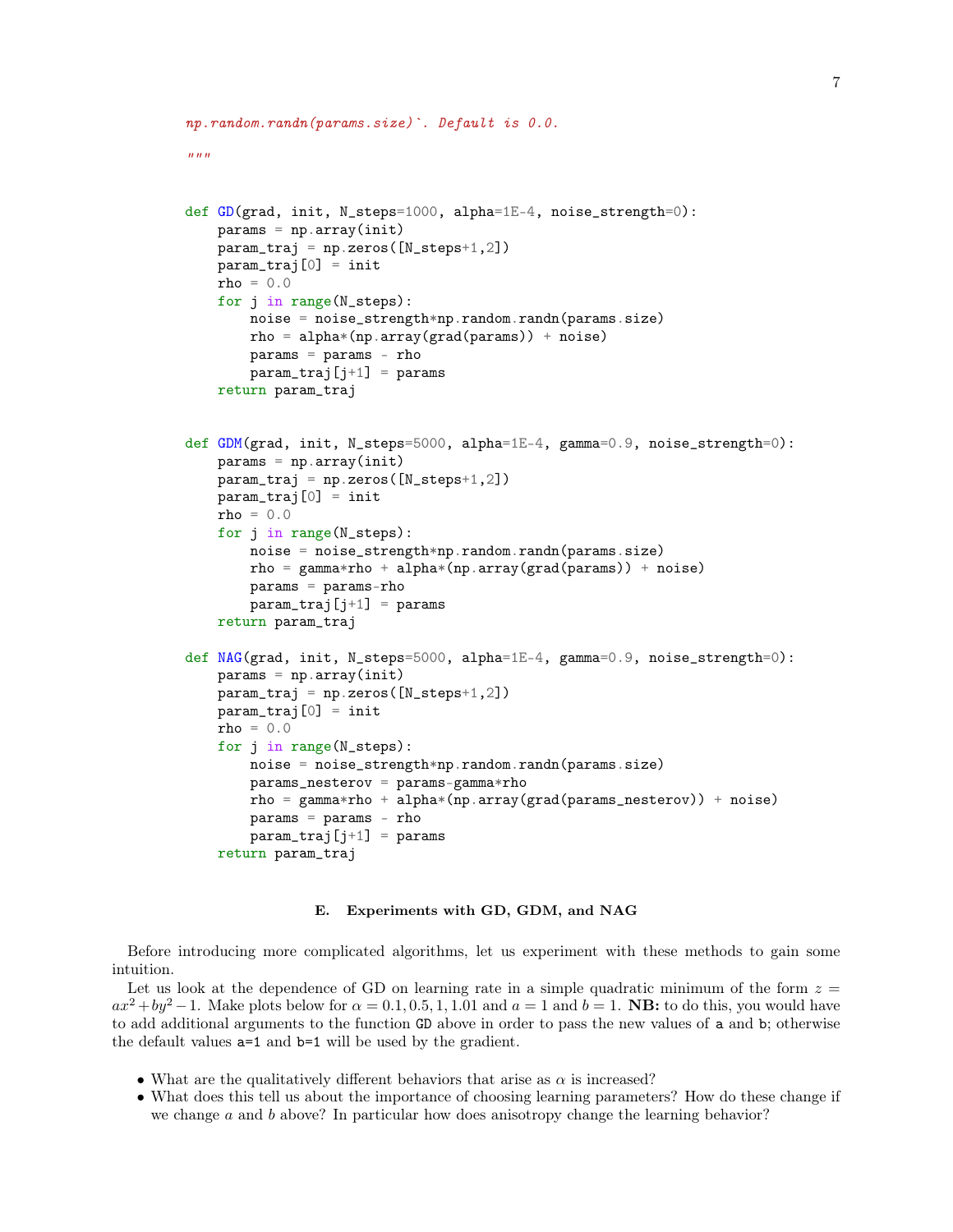```python
    np.random.randn(params.size)`. Default is 0.0.

    """


def GD(grad, init, N_steps=1000, alpha=1E-4, noise_strength=0):
    params = np.array(init)
    param_traj = np.zeros([N_steps+1,2])
    param_traj[0] = init
    rho = 0.0
    for j in range(N_steps):
        noise = noise_strength*np.random.randn(params.size)
        rho = alpha*(np.array(grad(params)) + noise)
        params = params - rho
        param_traj[j+1] = params
    return param_traj


def GDM(grad, init, N_steps=5000, alpha=1E-4, gamma=0.9, noise_strength=0):
    params = np.array(init)
    param_traj = np.zeros([N_steps+1,2])
    param_traj[0] = init
    rho = 0.0
    for j in range(N_steps):
        noise = noise_strength*np.random.randn(params.size)
        rho = gamma*rho + alpha*(np.array(grad(params)) + noise)
        params = params-rho
        param_traj[j+1] = params
    return param_traj

def NAG(grad, init, N_steps=5000, alpha=1E-4, gamma=0.9, noise_strength=0):
    params = np.array(init)
    param_traj = np.zeros([N_steps+1,2])
    param_traj[0] = init
    rho = 0.0
    for j in range(N_steps):
        noise = noise_strength*np.random.randn(params.size)
        params_nesterov = params-gamma*rho
        rho = gamma*rho + alpha*(np.array(grad(params_nesterov)) + noise)
        params = params - rho
        param_traj[j+1] = params
    return param_traj
```

### E. Experiments with GD, GDM, and NAG

Before introducing more complicated algorithms, let us experiment with these methods to gain some intuition.

Let us look at the dependence of GD on learning rate in a simple quadratic minimum of the form $z = ax^2 + by^2 - 1$. Make plots below for $\alpha = 0.1, 0.5, 1, 1.01$ and $a = 1$ and $b = 1$. **NB:** to do this, you would have to add additional arguments to the function `GD` above in order to pass the new values of `a` and `b`; otherwise the default values `a=1` and `b=1` will be used by the gradient.

- What are the qualitatively different behaviors that arise as $\alpha$ is increased?
- What does this tell us about the importance of choosing learning parameters? How do these change if we change $a$ and $b$ above? In particular how does anisotropy change the learning behavior?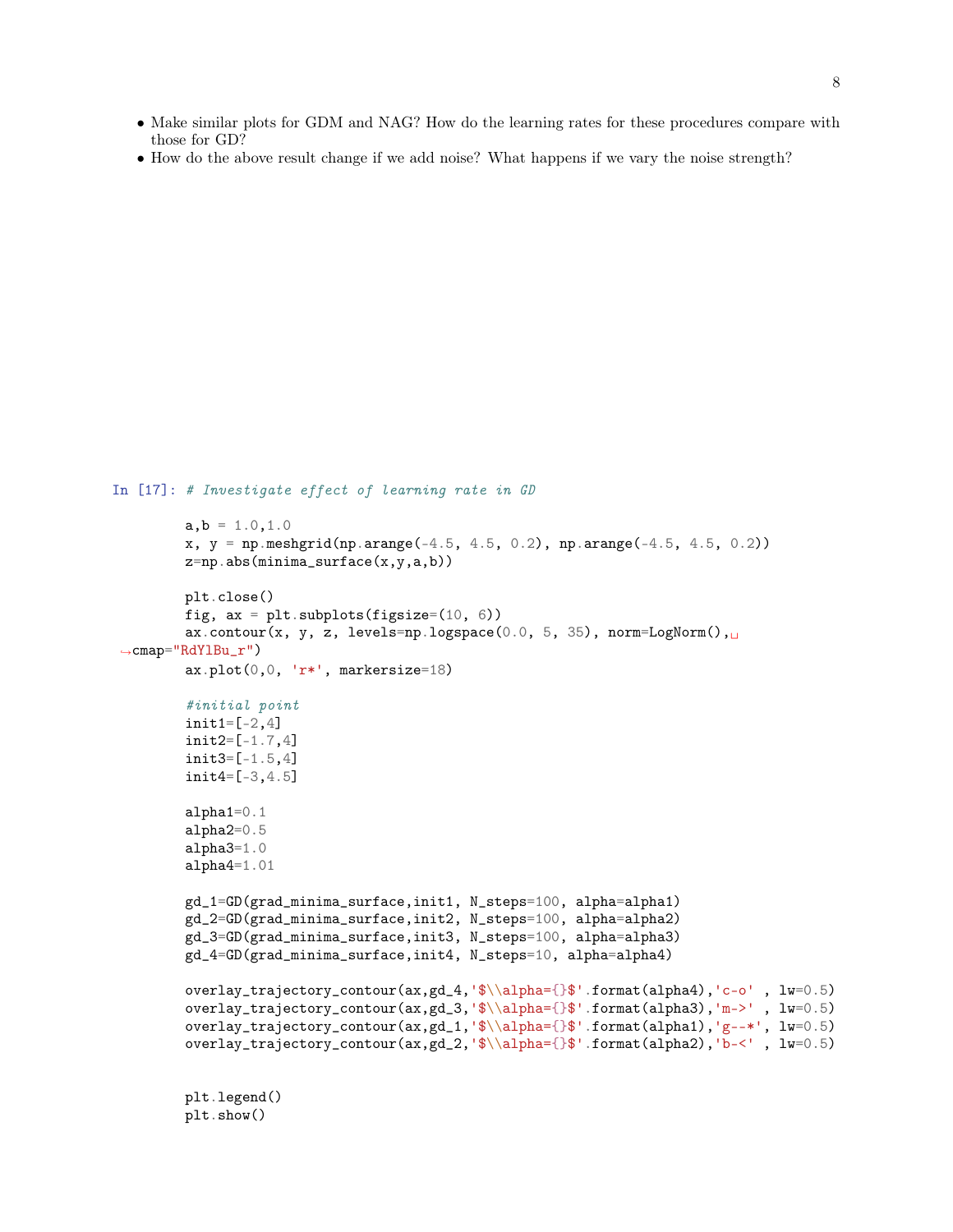- Make similar plots for GDM and NAG? How do the learning rates for these procedures compare with those for GD?
- How do the above result change if we add noise? What happens if we vary the noise strength?

In [17]:
```
# Investigate effect of learning rate in GD

a,b = 1.0,1.0
x, y = np.meshgrid(np.arange(-4.5, 4.5, 0.2), np.arange(-4.5, 4.5, 0.2))
z=np.abs(minima_surface(x,y,a,b))

plt.close()
fig, ax = plt.subplots(figsize=(10, 6))
ax.contour(x, y, z, levels=np.logspace(0.0, 5, 35), norm=LogNorm(),␣
↪cmap="RdYlBu_r")
ax.plot(0,0, 'r*', markersize=18)

#initial point
init1=[-2,4]
init2=[-1.7,4]
init3=[-1.5,4]
init4=[-3,4.5]

alpha1=0.1
alpha2=0.5
alpha3=1.0
alpha4=1.01

gd_1=GD(grad_minima_surface,init1, N_steps=100, alpha=alpha1)
gd_2=GD(grad_minima_surface,init2, N_steps=100, alpha=alpha2)
gd_3=GD(grad_minima_surface,init3, N_steps=100, alpha=alpha3)
gd_4=GD(grad_minima_surface,init4, N_steps=10, alpha=alpha4)

overlay_trajectory_contour(ax,gd_4,'$\\alpha={}$'.format(alpha4),'c-o' , lw=0.5)
overlay_trajectory_contour(ax,gd_3,'$\\alpha={}$'.format(alpha3),'m->' , lw=0.5)
overlay_trajectory_contour(ax,gd_1,'$\\alpha={}$'.format(alpha1),'g--*', lw=0.5)
overlay_trajectory_contour(ax,gd_2,'$\\alpha={}$'.format(alpha2),'b-<' , lw=0.5)


plt.legend()
plt.show()
```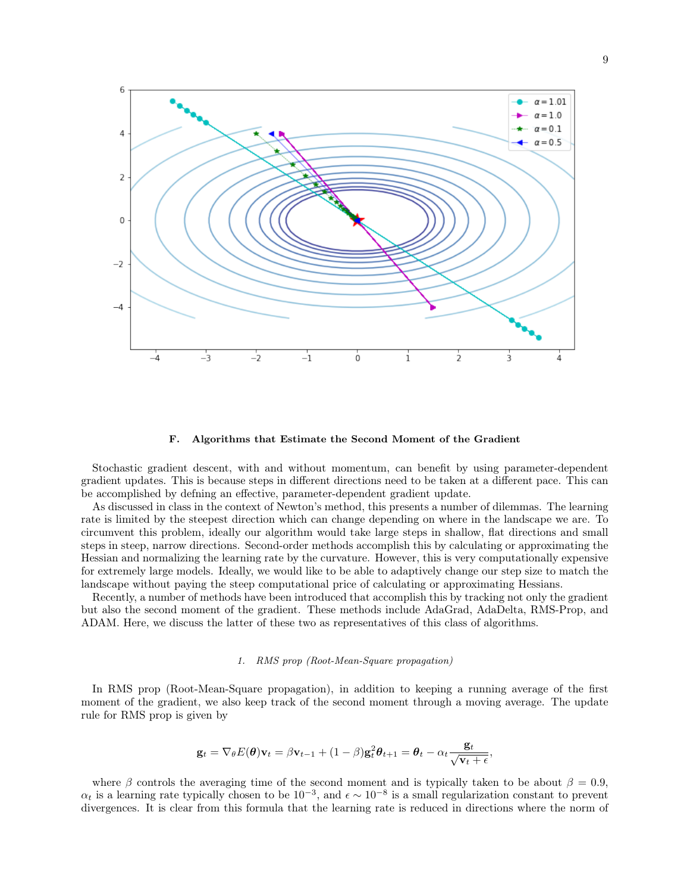### F. Algorithms that Estimate the Second Moment of the Gradient

Stochastic gradient descent, with and without momentum, can benefit by using parameter-dependent gradient updates. This is because steps in different directions need to be taken at a different pace. This can be accomplished by defning an effective, parameter-dependent gradient update.

As discussed in class in the context of Newton's method, this presents a number of dilemmas. The learning rate is limited by the steepest direction which can change depending on where in the landscape we are. To circumvent this problem, ideally our algorithm would take large steps in shallow, flat directions and small steps in steep, narrow directions. Second-order methods accomplish this by calculating or approximating the Hessian and normalizing the learning rate by the curvature. However, this is very computationally expensive for extremely large models. Ideally, we would like to be able to adaptively change our step size to match the landscape without paying the steep computational price of calculating or approximating Hessians.

Recently, a number of methods have been introduced that accomplish this by tracking not only the gradient but also the second moment of the gradient. These methods include AdaGrad, AdaDelta, RMS-Prop, and ADAM. Here, we discuss the latter of these two as representatives of this class of algorithms.

#### 1. *RMS prop (Root-Mean-Square propagation)*

In RMS prop (Root-Mean-Square propagation), in addition to keeping a running average of the first moment of the gradient, we also keep track of the second moment through a moving average. The update rule for RMS prop is given by

$$\mathbf{g}_t = \nabla_\theta E(\boldsymbol{\theta}) \mathbf{v}_t = \beta \mathbf{v}_{t-1} + (1-\beta)\mathbf{g}_t^2 \boldsymbol{\theta}_{t+1} = \boldsymbol{\theta}_t - \alpha_t \frac{\mathbf{g}_t}{\sqrt{\mathbf{v}_t + \epsilon}},$$

where $\beta$ controls the averaging time of the second moment and is typically taken to be about $\beta = 0.9$, $\alpha_t$ is a learning rate typically chosen to be $10^{-3}$, and $\epsilon \sim 10^{-8}$ is a small regularization constant to prevent divergences. It is clear from this formula that the learning rate is reduced in directions where the norm of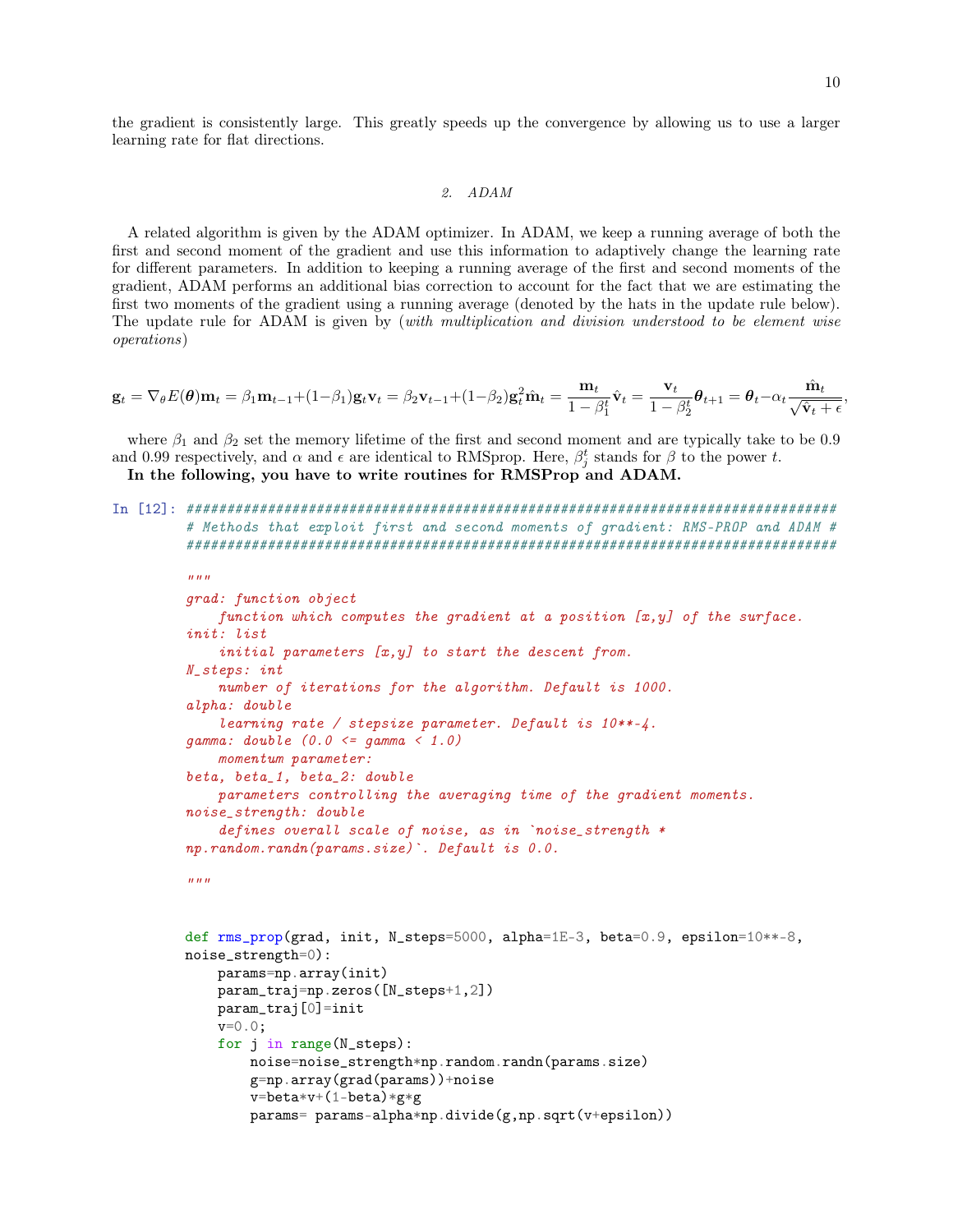the gradient is consistently large. This greatly speeds up the convergence by allowing us to use a larger learning rate for flat directions.

### 2. ADAM

A related algorithm is given by the ADAM optimizer. In ADAM, we keep a running average of both the first and second moment of the gradient and use this information to adaptively change the learning rate for different parameters. In addition to keeping a running average of the first and second moments of the gradient, ADAM performs an additional bias correction to account for the fact that we are estimating the first two moments of the gradient using a running average (denoted by the hats in the update rule below). The update rule for ADAM is given by (*with multiplication and division understood to be element wise operations*)

$$\mathbf{g}_t = \nabla_\theta E(\boldsymbol{\theta}) \mathbf{m}_t = \beta_1 \mathbf{m}_{t-1} + (1-\beta_1)\mathbf{g}_t \mathbf{v}_t = \beta_2 \mathbf{v}_{t-1} + (1-\beta_2)\mathbf{g}_t^2 \hat{\mathbf{m}}_t = \frac{\mathbf{m}_t}{1-\beta_1^t} \hat{\mathbf{v}}_t = \frac{\mathbf{v}_t}{1-\beta_2^t} \boldsymbol{\theta}_{t+1} = \boldsymbol{\theta}_t - \alpha_t \frac{\hat{\mathbf{m}}_t}{\sqrt{\hat{\mathbf{v}}_t + \epsilon}},$$

where $\beta_1$ and $\beta_2$ set the memory lifetime of the first and second moment and are typically take to be 0.9 and 0.99 respectively, and $\alpha$ and $\epsilon$ are identical to RMSprop. Here, $\beta_j^t$ stands for $\beta$ to the power $t$.

**In the following, you have to write routines for RMSProp and ADAM.**

```
In [12]: ################################################################################
         # Methods that exploit first and second moments of gradient: RMS-PROP and ADAM #
         ################################################################################

         """
         grad: function object
             function which computes the gradient at a position [x,y] of the surface.
         init: list
             initial parameters [x,y] to start the descent from.
         N_steps: int
             number of iterations for the algorithm. Default is 1000.
         alpha: double
             learning rate / stepsize parameter. Default is 10**-4.
         gamma: double (0.0 <= gamma < 1.0)
             momentum parameter:
         beta, beta_1, beta_2: double
             parameters controlling the averaging time of the gradient moments.
         noise_strength: double
             defines overall scale of noise, as in `noise_strength *
         np.random.randn(params.size)`. Default is 0.0.

         """


         def rms_prop(grad, init, N_steps=5000, alpha=1E-3, beta=0.9, epsilon=10**-8,
         noise_strength=0):
             params=np.array(init)
             param_traj=np.zeros([N_steps+1,2])
             param_traj[0]=init
             v=0.0;
             for j in range(N_steps):
                 noise=noise_strength*np.random.randn(params.size)
                 g=np.array(grad(params))+noise
                 v=beta*v+(1-beta)*g*g
                 params= params-alpha*np.divide(g,np.sqrt(v+epsilon))
```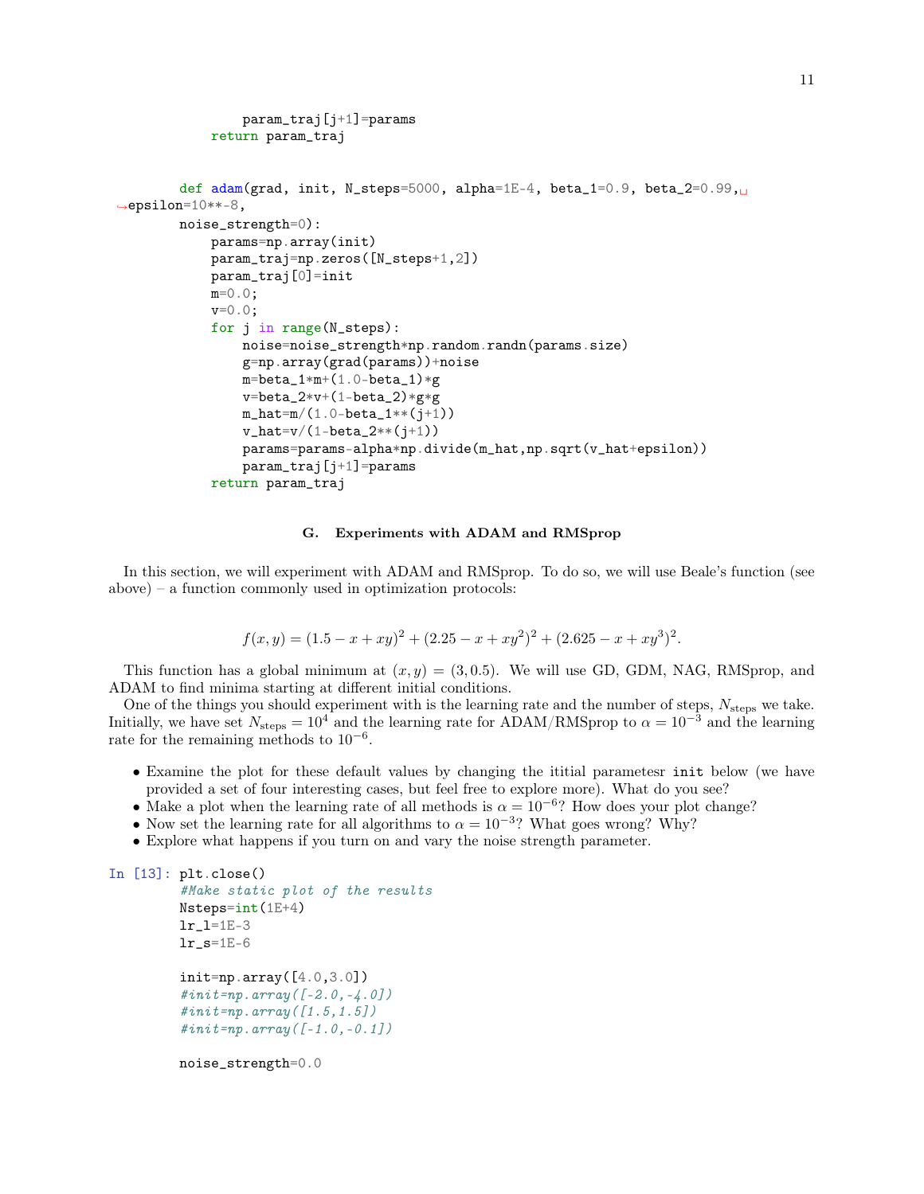```python
            param_traj[j+1]=params
        return param_traj


    def adam(grad, init, N_steps=5000, alpha=1E-4, beta_1=0.9, beta_2=0.99, epsilon=10**-8,
    noise_strength=0):
        params=np.array(init)
        param_traj=np.zeros([N_steps+1,2])
        param_traj[0]=init
        m=0.0;
        v=0.0;
        for j in range(N_steps):
            noise=noise_strength*np.random.randn(params.size)
            g=np.array(grad(params))+noise
            m=beta_1*m+(1.0-beta_1)*g
            v=beta_2*v+(1-beta_2)*g*g
            m_hat=m/(1.0-beta_1**(j+1))
            v_hat=v/(1-beta_2**(j+1))
            params=params-alpha*np.divide(m_hat,np.sqrt(v_hat+epsilon))
            param_traj[j+1]=params
        return param_traj
```

### G. Experiments with ADAM and RMSprop

In this section, we will experiment with ADAM and RMSprop. To do so, we will use Beale's function (see above) – a function commonly used in optimization protocols:

$$f(x, y) = (1.5 - x + xy)^2 + (2.25 - x + xy^2)^2 + (2.625 - x + xy^3)^2.$$

This function has a global minimum at $(x, y) = (3, 0.5)$. We will use GD, GDM, NAG, RMSprop, and ADAM to find minima starting at different initial conditions.

One of the things you should experiment with is the learning rate and the number of steps, $N_{\text{steps}}$ we take. Initially, we have set $N_{\text{steps}} = 10^4$ and the learning rate for ADAM/RMSprop to $\alpha = 10^{-3}$ and the learning rate for the remaining methods to $10^{-6}$.

- Examine the plot for these default values by changing the ititial parametesr `init` below (we have provided a set of four interesting cases, but feel free to explore more). What do you see?
- Make a plot when the learning rate of all methods is $\alpha = 10^{-6}$? How does your plot change?
- Now set the learning rate for all algorithms to $\alpha = 10^{-3}$? What goes wrong? Why?
- Explore what happens if you turn on and vary the noise strength parameter.

```python
In [13]: plt.close()
         #Make static plot of the results
         Nsteps=int(1E+4)
         lr_l=1E-3
         lr_s=1E-6

         init=np.array([4.0,3.0])
         #init=np.array([-2.0,-4.0])
         #init=np.array([1.5,1.5])
         #init=np.array([-1.0,-0.1])

         noise_strength=0.0
```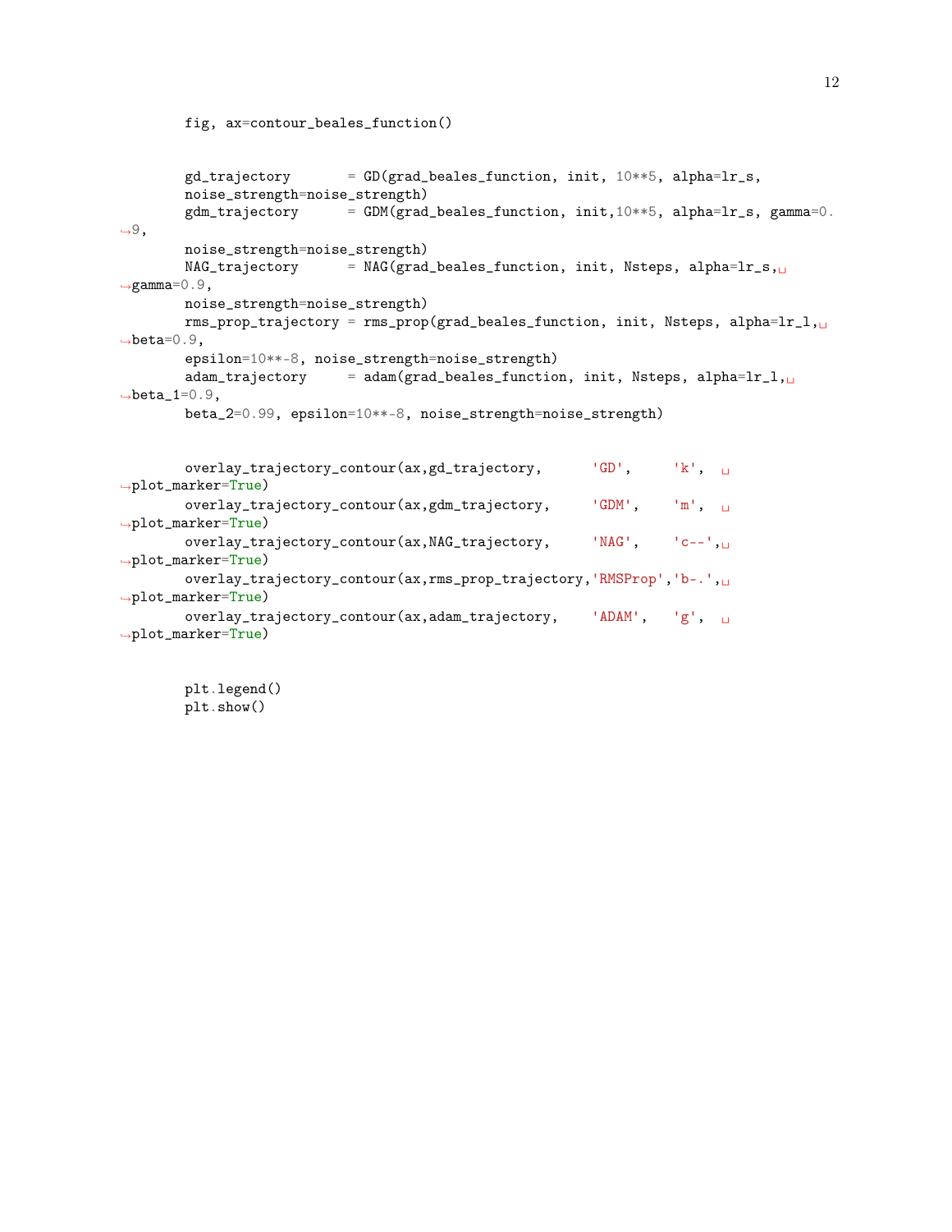```python
fig, ax=contour_beales_function()


gd_trajectory       = GD(grad_beales_function, init, 10**5, alpha=lr_s,
noise_strength=noise_strength)
gdm_trajectory      = GDM(grad_beales_function, init,10**5, alpha=lr_s, gamma=0.
↪9,
noise_strength=noise_strength)
NAG_trajectory      = NAG(grad_beales_function, init, Nsteps, alpha=lr_s,␣
↪gamma=0.9,
noise_strength=noise_strength)
rms_prop_trajectory = rms_prop(grad_beales_function, init, Nsteps, alpha=lr_l,␣
↪beta=0.9,
epsilon=10**-8, noise_strength=noise_strength)
adam_trajectory     = adam(grad_beales_function, init, Nsteps, alpha=lr_l,␣
↪beta_1=0.9,
beta_2=0.99, epsilon=10**-8, noise_strength=noise_strength)


overlay_trajectory_contour(ax,gd_trajectory,      'GD',     'k',  ␣
↪plot_marker=True)
overlay_trajectory_contour(ax,gdm_trajectory,     'GDM',    'm',  ␣
↪plot_marker=True)
overlay_trajectory_contour(ax,NAG_trajectory,     'NAG',    'c--',␣
↪plot_marker=True)
overlay_trajectory_contour(ax,rms_prop_trajectory,'RMSProp','b-.',␣
↪plot_marker=True)
overlay_trajectory_contour(ax,adam_trajectory,    'ADAM',   'g',  ␣
↪plot_marker=True)


plt.legend()
plt.show()
```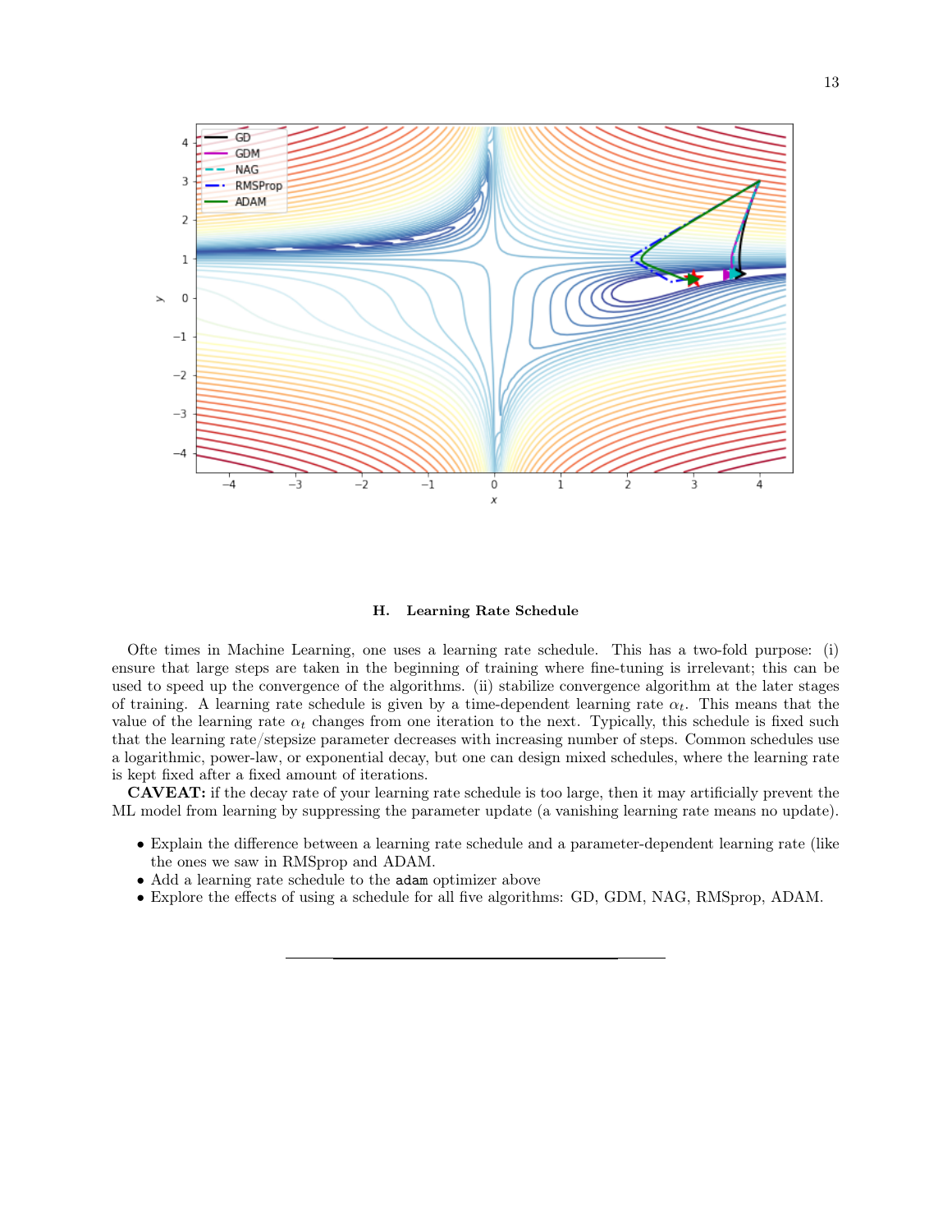GD
GDM
NAG
RMSProp
ADAM

4
3
2
1
0
−1
−2
−3
−4

y

−4 −3 −2 −1 0 1 2 3 4

x

### H. Learning Rate Schedule

Ofte times in Machine Learning, one uses a learning rate schedule. This has a two-fold purpose: (i) ensure that large steps are taken in the beginning of training where fine-tuning is irrelevant; this can be used to speed up the convergence of the algorithms. (ii) stabilize convergence algorithm at the later stages of training. A learning rate schedule is given by a time-dependent learning rate $\alpha_t$. This means that the value of the learning rate $\alpha_t$ changes from one iteration to the next. Typically, this schedule is fixed such that the learning rate/stepsize parameter decreases with increasing number of steps. Common schedules use a logarithmic, power-law, or exponential decay, but one can design mixed schedules, where the learning rate is kept fixed after a fixed amount of iterations.

**CAVEAT:** if the decay rate of your learning rate schedule is too large, then it may artificially prevent the ML model from learning by suppressing the parameter update (a vanishing learning rate means no update).

- Explain the difference between a learning rate schedule and a parameter-dependent learning rate (like the ones we saw in RMSprop and ADAM.
- Add a learning rate schedule to the `adam` optimizer above
- Explore the effects of using a schedule for all five algorithms: GD, GDM, NAG, RMSprop, ADAM.